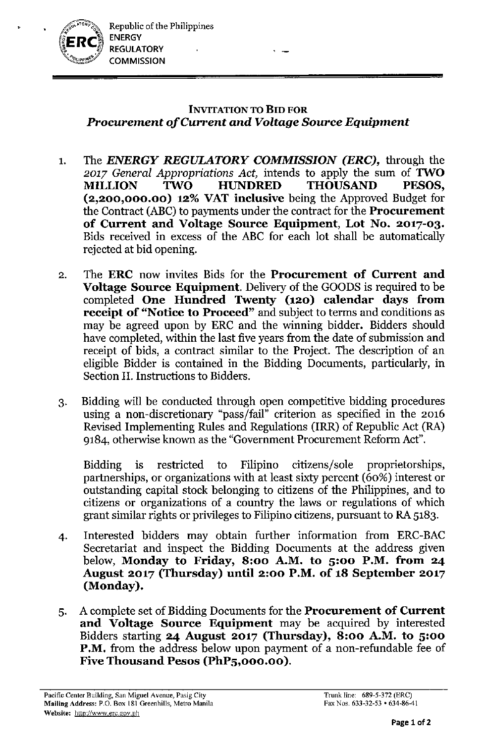Republic of the Philippines
ENERGY
REGULATORY
COMMISSION

## INVITATION TO BID FOR
## *Procurement of Current and Voltage Source Equipment*

1. The ***ENERGY REGULATORY COMMISSION (ERC),*** through the *2017 General Appropriations Act,* intends to apply the sum of **TWO MILLION TWO HUNDRED THOUSAND PESOS, (2,200,000.00) 12% VAT inclusive** being the Approved Budget for the Contract (ABC) to payments under the contract for the **Procurement of Current and Voltage Source Equipment, Lot No. 2017-03.** Bids received in excess of the ABC for each lot shall be automatically rejected at bid opening.

2. The **ERC** now invites Bids for the **Procurement of Current and Voltage Source Equipment**. Delivery of the GOODS is required to be completed **One Hundred Twenty (120) calendar days from receipt of "Notice to Proceed"** and subject to terms and conditions as may be agreed upon by ERC and the winning bidder. Bidders should have completed, within the last five years from the date of submission and receipt of bids, a contract similar to the Project. The description of an eligible Bidder is contained in the Bidding Documents, particularly, in Section II. Instructions to Bidders.

3. Bidding will be conducted through open competitive bidding procedures using a non-discretionary "pass/fail" criterion as specified in the 2016 Revised Implementing Rules and Regulations (IRR) of Republic Act (RA) 9184, otherwise known as the "Government Procurement Reform Act".

   Bidding is restricted to Filipino citizens/sole proprietorships, partnerships, or organizations with at least sixty percent (60%) interest or outstanding capital stock belonging to citizens of the Philippines, and to citizens or organizations of a country the laws or regulations of which grant similar rights or privileges to Filipino citizens, pursuant to RA 5183.

4. Interested bidders may obtain further information from ERC-BAC Secretariat and inspect the Bidding Documents at the address given below, **Monday to Friday, 8:00 A.M. to 5:00 P.M. from 24 August 2017 (Thursday) until 2:00 P.M. of 18 September 2017 (Monday).**

5. A complete set of Bidding Documents for the **Procurement of Current and Voltage Source Equipment** may be acquired by interested Bidders starting **24 August 2017 (Thursday), 8:00 A.M. to 5:00 P.M.** from the address below upon payment of a non-refundable fee of **Five Thousand Pesos (PhP5,000.00).**

Pacific Center Building, San Miguel Avenue, Pasig City
Mailing Address: P.O. Box 181 Greenhills, Metro Manila
Website: http://www.erc.gov.ph

Trunk line: 689-5-372 (ERC)
Fax Nos. 633-32-53 • 634-86-41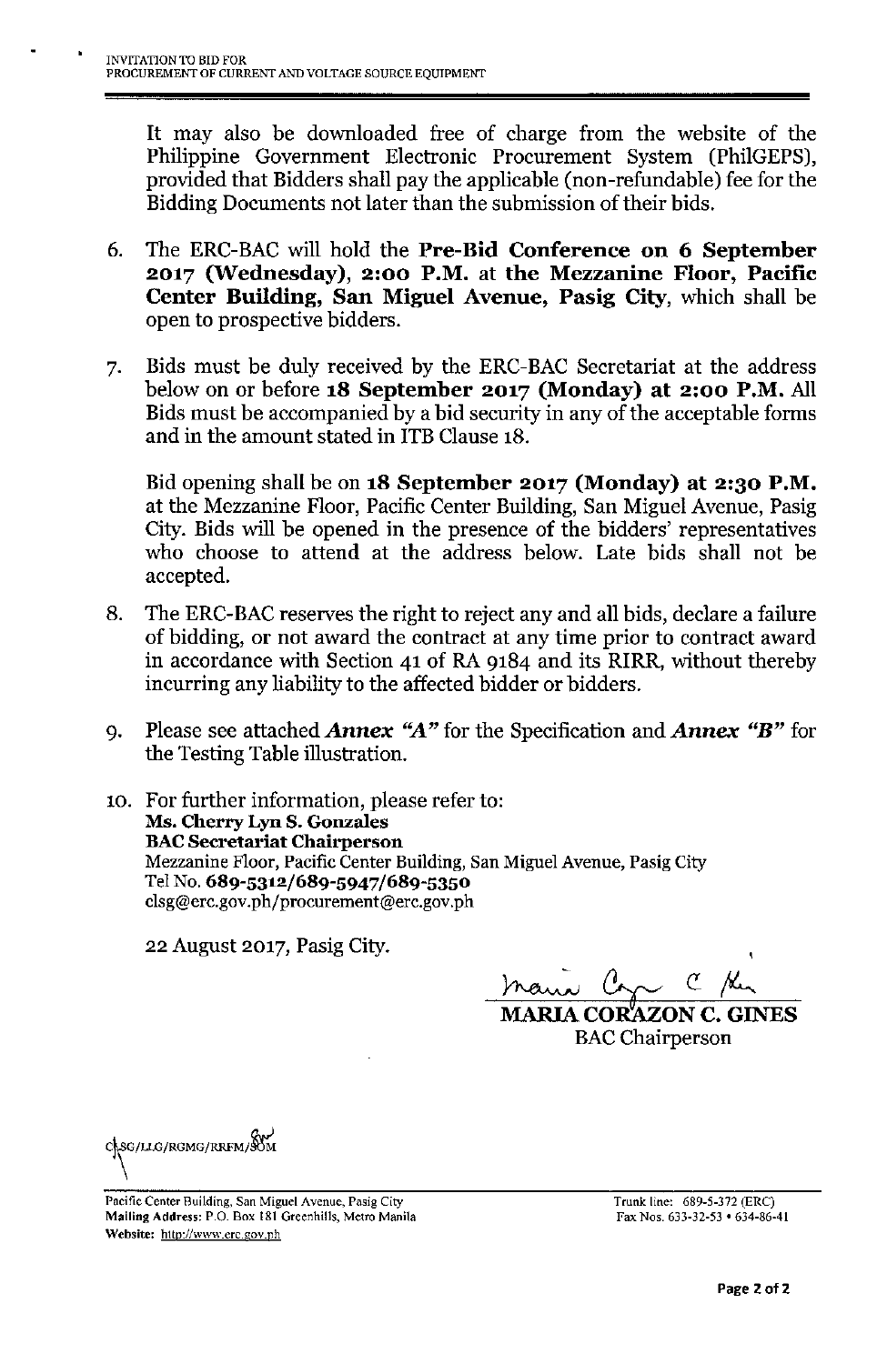It may also be downloaded free of charge from the website of the Philippine Government Electronic Procurement System (PhilGEPS), provided that Bidders shall pay the applicable (non-refundable) fee for the Bidding Documents not later than the submission of their bids.

6. The ERC-BAC will hold the **Pre-Bid Conference on 6 September 2017 (Wednesday), 2:00 P.M.** at **the Mezzanine Floor, Pacific Center Building, San Miguel Avenue, Pasig City**, which shall be open to prospective bidders.

7. Bids must be duly received by the ERC-BAC Secretariat at the address below on or before **18 September 2017 (Monday) at 2:00 P.M.** All Bids must be accompanied by a bid security in any of the acceptable forms and in the amount stated in ITB Clause 18.

   Bid opening shall be on **18 September 2017 (Monday) at 2:30 P.M.** at the Mezzanine Floor, Pacific Center Building, San Miguel Avenue, Pasig City. Bids will be opened in the presence of the bidders' representatives who choose to attend at the address below. Late bids shall not be accepted.

8. The ERC-BAC reserves the right to reject any and all bids, declare a failure of bidding, or not award the contract at any time prior to contract award in accordance with Section 41 of RA 9184 and its RIRR, without thereby incurring any liability to the affected bidder or bidders.

9. Please see attached ***Annex "A"*** for the Specification and ***Annex "B"*** for the Testing Table illustration.

10. For further information, please refer to:
    **Ms. Cherry Lyn S. Gonzales**
    **BAC Secretariat Chairperson**
    Mezzanine Floor, Pacific Center Building, San Miguel Avenue, Pasig City
    Tel No. **689-5312/689-5947/689-5350**
    clsg@erc.gov.ph/procurement@erc.gov.ph

22 August 2017, Pasig City.

**MARIA CORAZON C. GINES**
BAC Chairperson

CLSG/LLG/RGMG/RRFM/SOM

Pacific Center Building, San Miguel Avenue, Pasig City
Mailing Address: P.O. Box 181 Greenhills, Metro Manila
Website: http://www.erc.gov.ph

Trunk line: 689-5-372 (ERC)
Fax Nos. 633-32-53 • 634-86-41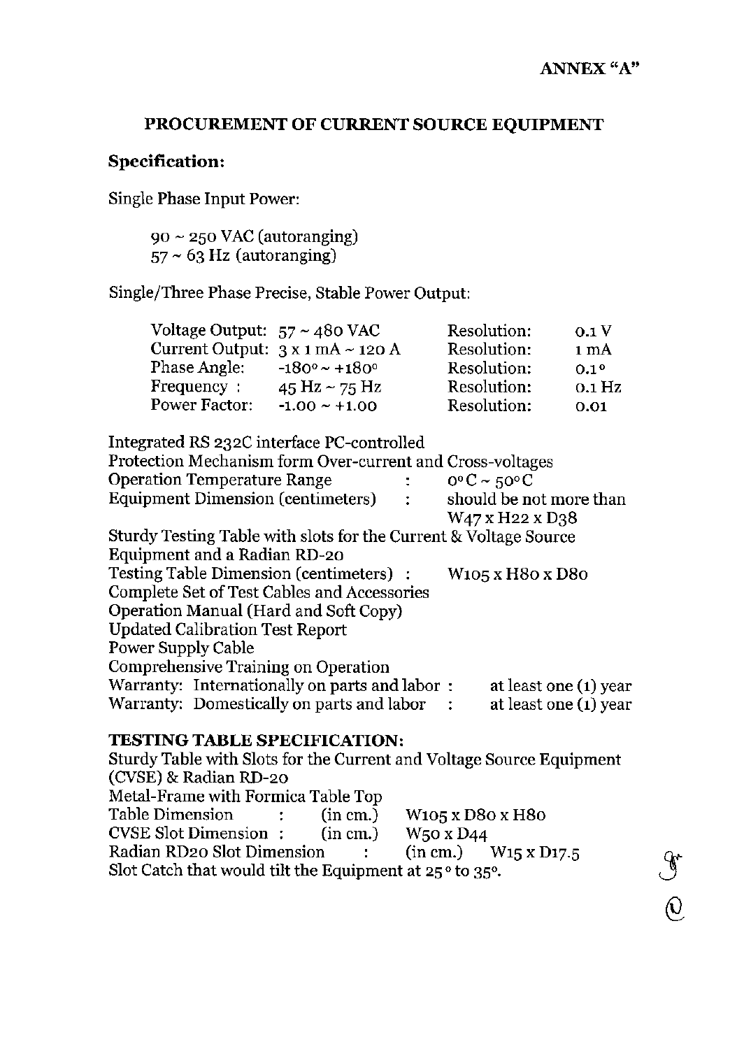**ANNEX "A"**

## PROCUREMENT OF CURRENT SOURCE EQUIPMENT

### Specification:

Single Phase Input Power:

90 ~ 250 VAC (autoranging)
57 ~ 63 Hz (autoranging)

Single/Three Phase Precise, Stable Power Output:

| | | | |
|---|---|---|---|
| Voltage Output: | 57 ~ 480 VAC | Resolution: | 0.1 V |
| Current Output: | 3 x 1 mA ~ 120 A | Resolution: | 1 mA |
| Phase Angle: | -180° ~ +180° | Resolution: | 0.1° |
| Frequency : | 45 Hz ~ 75 Hz | Resolution: | 0.1 Hz |
| Power Factor: | -1.00 ~ +1.00 | Resolution: | 0.01 |

Integrated RS 232C interface PC-controlled
Protection Mechanism form Over-current and Cross-voltages
Operation Temperature Range : 0°C ~ 50°C
Equipment Dimension (centimeters) : should be not more than W47 x H22 x D38
Sturdy Testing Table with slots for the Current & Voltage Source Equipment and a Radian RD-20
Testing Table Dimension (centimeters) : W105 x H80 x D80
Complete Set of Test Cables and Accessories
Operation Manual (Hard and Soft Copy)
Updated Calibration Test Report
Power Supply Cable
Comprehensive Training on Operation
Warranty: Internationally on parts and labor : at least one (1) year
Warranty: Domestically on parts and labor : at least one (1) year

### TESTING TABLE SPECIFICATION:

Sturdy Table with Slots for the Current and Voltage Source Equipment (CVSE) & Radian RD-20
Metal-Frame with Formica Table Top
Table Dimension : (in cm.) W105 x D80 x H80
CVSE Slot Dimension : (in cm.) W50 x D44
Radian RD20 Slot Dimension : (in cm.) W15 x D17.5
Slot Catch that would tilt the Equipment at 25° to 35°.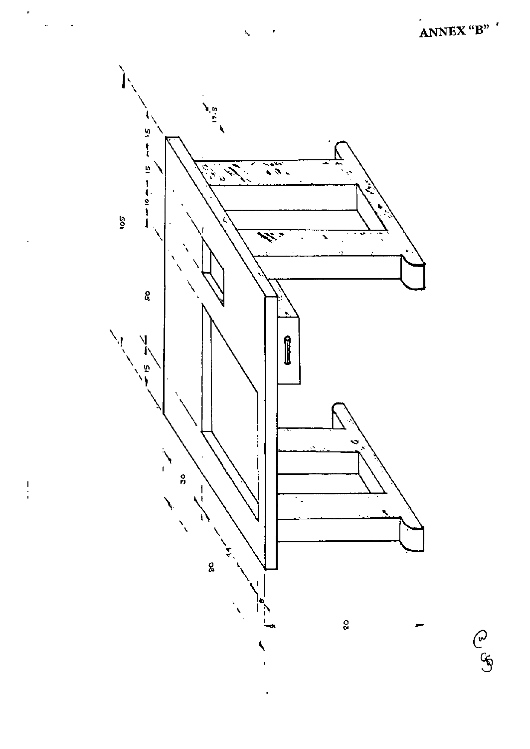ANNEX "B"

105

15

15

10

15

17.5

50

15

30

44

80

6

80